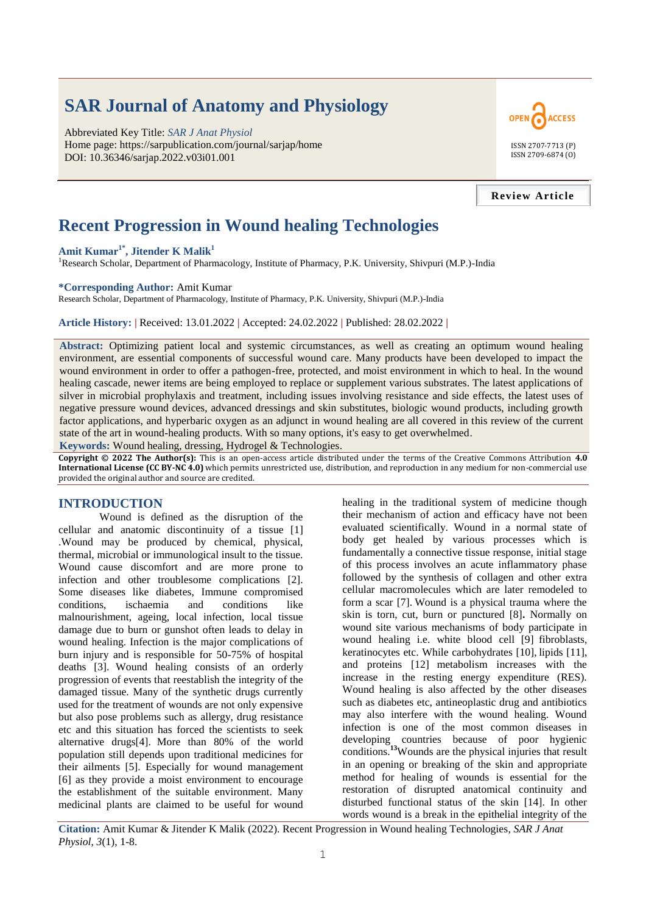# SAR Journal of Anatomy and Physiology

Abbreviated Key Title: *SAR J Anat Physiol*
Home page: https://sarpublication.com/journal/sarjap/home
DOI: 10.36346/sarjap.2022.v03i01.001

OPEN ACCESS

ISSN 2707-7713 (P)
ISSN 2709-6874 (O)

**Review Article**

# Recent Progression in Wound healing Technologies

**Amit Kumar[1*], Jitender K Malik[1]**

[1]Research Scholar, Department of Pharmacology, Institute of Pharmacy, P.K. University, Shivpuri (M.P.)-India

**\*Corresponding Author:** Amit Kumar
Research Scholar, Department of Pharmacology, Institute of Pharmacy, P.K. University, Shivpuri (M.P.)-India

**Article History:** | Received: 13.01.2022 | Accepted: 24.02.2022 | Published: 28.02.2022 |

**Abstract:** Optimizing patient local and systemic circumstances, as well as creating an optimum wound healing environment, are essential components of successful wound care. Many products have been developed to impact the wound environment in order to offer a pathogen-free, protected, and moist environment in which to heal. In the wound healing cascade, newer items are being employed to replace or supplement various substrates. The latest applications of silver in microbial prophylaxis and treatment, including issues involving resistance and side effects, the latest uses of negative pressure wound devices, advanced dressings and skin substitutes, biologic wound products, including growth factor applications, and hyperbaric oxygen as an adjunct in wound healing are all covered in this review of the current state of the art in wound-healing products. With so many options, it's easy to get overwhelmed.

**Keywords:** Wound healing, dressing, Hydrogel & Technologies.

**Copyright © 2022 The Author(s):** This is an open-access article distributed under the terms of the Creative Commons Attribution **4.0 International License (CC BY-NC 4.0)** which permits unrestricted use, distribution, and reproduction in any medium for non-commercial use provided the original author and source are credited.

## INTRODUCTION

Wound is defined as the disruption of the cellular and anatomic discontinuity of a tissue [1] .Wound may be produced by chemical, physical, thermal, microbial or immunological insult to the tissue. Wound cause discomfort and are more prone to infection and other troublesome complications [2]. Some diseases like diabetes, Immune compromised conditions, ischaemia and conditions like malnourishment, ageing, local infection, local tissue damage due to burn or gunshot often leads to delay in wound healing. Infection is the major complications of burn injury and is responsible for 50-75% of hospital deaths [3]. Wound healing consists of an orderly progression of events that reestablish the integrity of the damaged tissue. Many of the synthetic drugs currently used for the treatment of wounds are not only expensive but also pose problems such as allergy, drug resistance etc and this situation has forced the scientists to seek alternative drugs[4]. More than 80% of the world population still depends upon traditional medicines for their ailments [5]. Especially for wound management [6] as they provide a moist environment to encourage the establishment of the suitable environment. Many medicinal plants are claimed to be useful for wound healing in the traditional system of medicine though their mechanism of action and efficacy have not been evaluated scientifically. Wound in a normal state of body get healed by various processes which is fundamentally a connective tissue response, initial stage of this process involves an acute inflammatory phase followed by the synthesis of collagen and other extra cellular macromolecules which are later remodeled to form a scar [7]. Wound is a physical trauma where the skin is torn, cut, burn or punctured [8]**.** Normally on wound site various mechanisms of body participate in wound healing i.e. white blood cell [9] fibroblasts, keratinocytes etc. While carbohydrates [10], lipids [11], and proteins [12] metabolism increases with the increase in the resting energy expenditure (RES). Wound healing is also affected by the other diseases such as diabetes etc, antineoplastic drug and antibiotics may also interfere with the wound healing. Wound infection is one of the most common diseases in developing countries because of poor hygienic conditions.[13]Wounds are the physical injuries that result in an opening or breaking of the skin and appropriate method for healing of wounds is essential for the restoration of disrupted anatomical continuity and disturbed functional status of the skin [14]. In other words wound is a break in the epithelial integrity of the

**Citation:** Amit Kumar & Jitender K Malik (2022). Recent Progression in Wound healing Technologies, *SAR J Anat Physiol*, *3*(1), 1-8.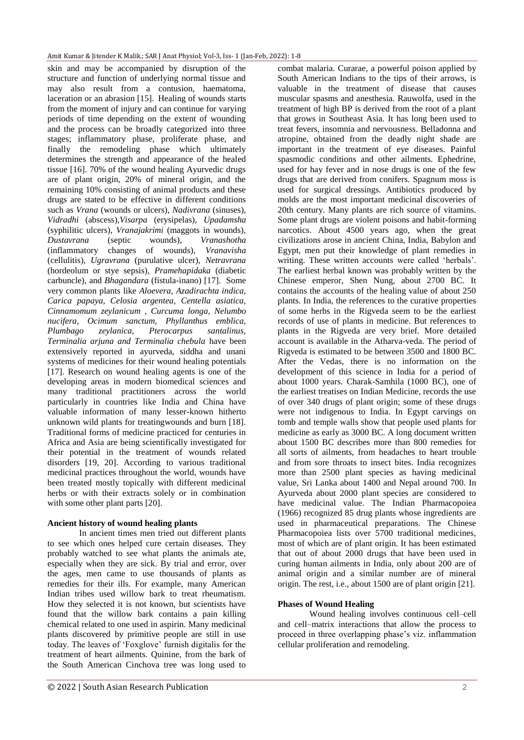skin and may be accompanied by disruption of the structure and function of underlying normal tissue and may also result from a contusion, haematoma, laceration or an abrasion [15]. Healing of wounds starts from the moment of injury and can continue for varying periods of time depending on the extent of wounding and the process can be broadly categorized into three stages; inflammatory phase, proliferate phase, and finally the remodeling phase which ultimately determines the strength and appearance of the healed tissue [16]. 70% of the wound healing Ayurvedic drugs are of plant origin, 20% of mineral origin, and the remaining 10% consisting of animal products and these drugs are stated to be effective in different conditions such as *Vrana* (wounds or ulcers), *Nadivrana* (sinuses), *Vidradhi* (abscess),*Visarpa* (erysipelas), *Upadamsha* (syphilitic ulcers), *Vranajakrimi* (maggots in wounds), *Dustavrana* (septic wounds), *Vranashotha* (inflammatory changes of wounds), *Vranavisha* (cellulitis), *Ugravrana* (purulative ulcer), *Netravrana* (hordeolum or stye sepsis), *Pramehapidaka* (diabetic carbuncle), and *Bhagandara* (fistula-inano) [17]. Some very common plants like *Aloevera, Azadirachta indica, Carica papaya, Celosia argentea, Centella asiatica, Cinnamomum zeylanicum , Curcuma longa, Nelumbo nucifera, Ocimum sanctum, Phyllanthus emblica, Plumbago zeylanica, Pterocarpus santalinus, Terminalia arjuna and Terminalia chebula* have been extensively reported in ayurveda, siddha and unani systems of medicines for their wound healing potentials [17]. Research on wound healing agents is one of the developing areas in modern biomedical sciences and many traditional practitioners across the world particularly in countries like India and China have valuable information of many lesser-known hitherto unknown wild plants for treatingwounds and burn [18]. Traditional forms of medicine practiced for centuries in Africa and Asia are being scientifically investigated for their potential in the treatment of wounds related disorders [19, 20]. According to various traditional medicinal practices throughout the world, wounds have been treated mostly topically with different medicinal herbs or with their extracts solely or in combination with some other plant parts [20].

**Ancient history of wound healing plants**

In ancient times men tried out different plants to see which ones helped cure certain diseases. They probably watched to see what plants the animals ate, especially when they are sick. By trial and error, over the ages, men came to use thousands of plants as remedies for their ills. For example, many American Indian tribes used willow bark to treat rheumatism. How they selected it is not known, but scientists have found that the willow bark contains a pain killing chemical related to one used in aspirin. Many medicinal plants discovered by primitive people are still in use today. The leaves of 'Foxglove' furnish digitalis for the treatment of heart ailments. Quinine, from the bark of the South American Cinchova tree was long used to combat malaria. Curarae, a powerful poison applied by South American Indians to the tips of their arrows, is valuable in the treatment of disease that causes muscular spasms and anesthesia. Rauwolfa, used in the treatment of high BP is derived from the root of a plant that grows in Southeast Asia. It has long been used to treat fevers, insomnia and nervousness. Belladonna and atropine, obtained from the deadly night shade are important in the treatment of eye diseases. Painful spasmodic conditions and other ailments. Ephedrine, used for hay fever and in nose drugs is one of the few drugs that are derived from conifers. Spagnum moss is used for surgical dressings. Antibiotics produced by molds are the most important medicinal discoveries of 20th century. Many plants are rich source of vitamins. Some plant drugs are violent poisons and habit-forming narcotics. About 4500 years ago, when the great civilizations arose in ancient China, India, Babylon and Egypt, men put their knowledge of plant remedies in writing. These written accounts were called 'herbals'. The earliest herbal known was probably written by the Chinese emperor, Shen Nung, about 2700 BC. It contains the accounts of the healing value of about 250 plants. In India, the references to the curative properties of some herbs in the Rigveda seem to be the earliest records of use of plants in medicine. But references to plants in the Rigveda are very brief. More detailed account is available in the Atharva-veda. The period of Rigveda is estimated to be between 3500 and 1800 BC. After the Vedas, there is no information on the development of this science in India for a period of about 1000 years. Charak-Samhila (1000 BC), one of the earliest treatises on Indian Medicine, records the use of over 340 drugs of plant origin; some of these drugs were not indigenous to India. In Egypt carvings on tomb and temple walls show that people used plants for medicine as early as 3000 BC. A long document written about 1500 BC describes more than 800 remedies for all sorts of ailments, from headaches to heart trouble and from sore throats to insect bites. India recognizes more than 2500 plant species as having medicinal value, Sri Lanka about 1400 and Nepal around 700. In Ayurveda about 2000 plant species are considered to have medicinal value. The Indian Pharmacopoiea (1966) recognized 85 drug plants whose ingredients are used in pharmaceutical preparations. The Chinese Pharmacopoiea lists over 5700 traditional medicines, most of which are of plant origin. It has been estimated that out of about 2000 drugs that have been used in curing human ailments in India, only about 200 are of animal origin and a similar number are of mineral origin. The rest, i.e., about 1500 are of plant origin [21].

**Phases of Wound Healing**

Wound healing involves continuous cell–cell and cell–matrix interactions that allow the process to proceed in three overlapping phase's viz. inflammation cellular proliferation and remodeling.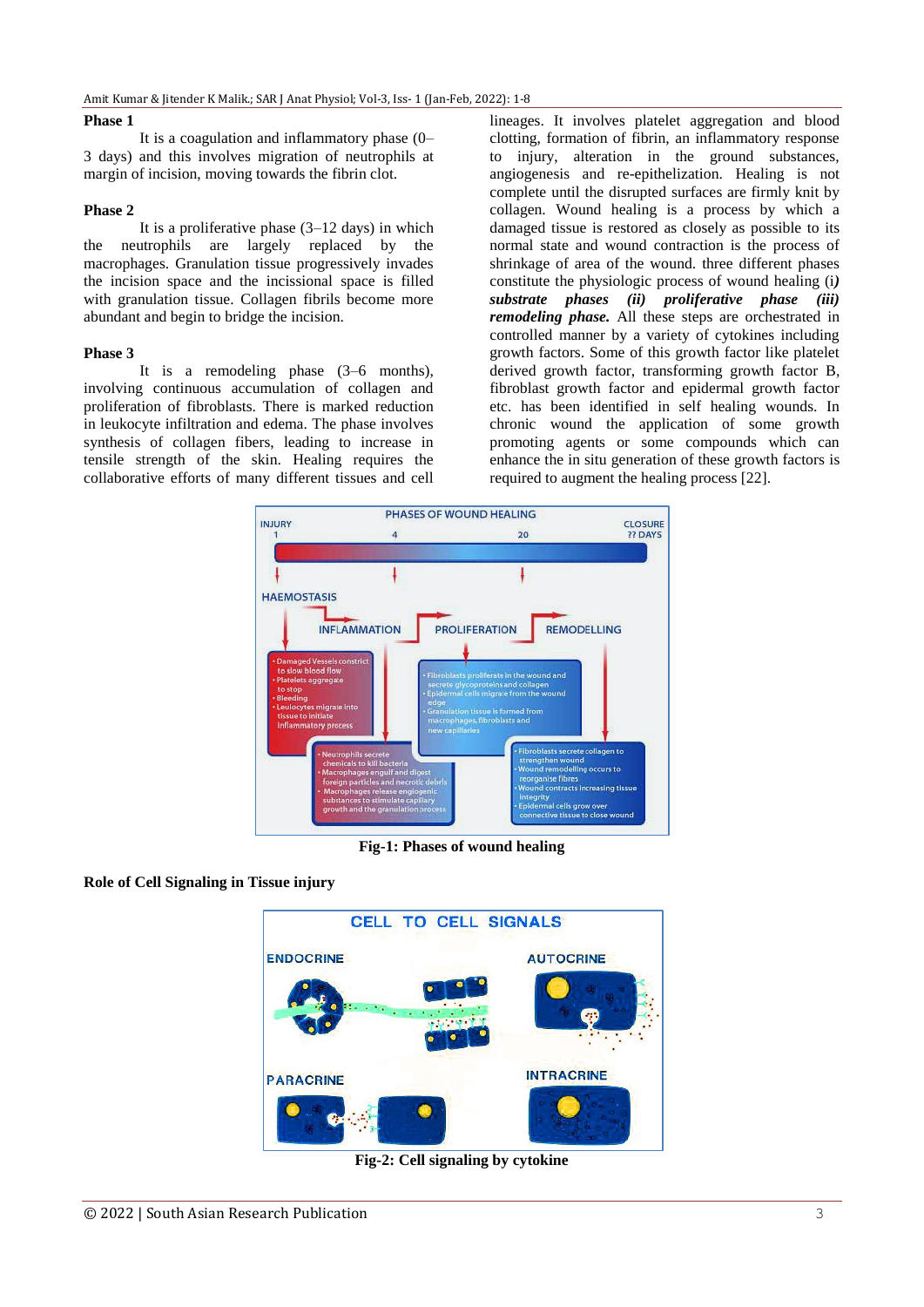**Phase 1**

It is a coagulation and inflammatory phase (0–3 days) and this involves migration of neutrophils at margin of incision, moving towards the fibrin clot.

**Phase 2**

It is a proliferative phase (3–12 days) in which the neutrophils are largely replaced by the macrophages. Granulation tissue progressively invades the incision space and the incisional space is filled with granulation tissue. Collagen fibrils become more abundant and begin to bridge the incision.

**Phase 3**

It is a remodeling phase (3–6 months), involving continuous accumulation of collagen and proliferation of fibroblasts. There is marked reduction in leukocyte infiltration and edema. The phase involves synthesis of collagen fibers, leading to increase in tensile strength of the skin. Healing requires the collaborative efforts of many different tissues and cell lineages. It involves platelet aggregation and blood clotting, formation of fibrin, an inflammatory response to injury, alteration in the ground substances, angiogenesis and re-epithelization. Healing is not complete until the disrupted surfaces are firmly knit by collagen. Wound healing is a process by which a damaged tissue is restored as closely as possible to its normal state and wound contraction is the process of shrinkage of area of the wound. three different phases constitute the physiologic process of wound healing (i*) **substrate phases (ii) proliferative phase (iii) remodeling phase.*** All these steps are orchestrated in controlled manner by a variety of cytokines including growth factors. Some of this growth factor like platelet derived growth factor, transforming growth factor B, fibroblast growth factor and epidermal growth factor etc. has been identified in self healing wounds. In chronic wound the application of some growth promoting agents or some compounds which can enhance the in situ generation of these growth factors is required to augment the healing process [22].

**Fig-1: Phases of wound healing**

**Role of Cell Signaling in Tissue injury**

**Fig-2: Cell signaling by cytokine**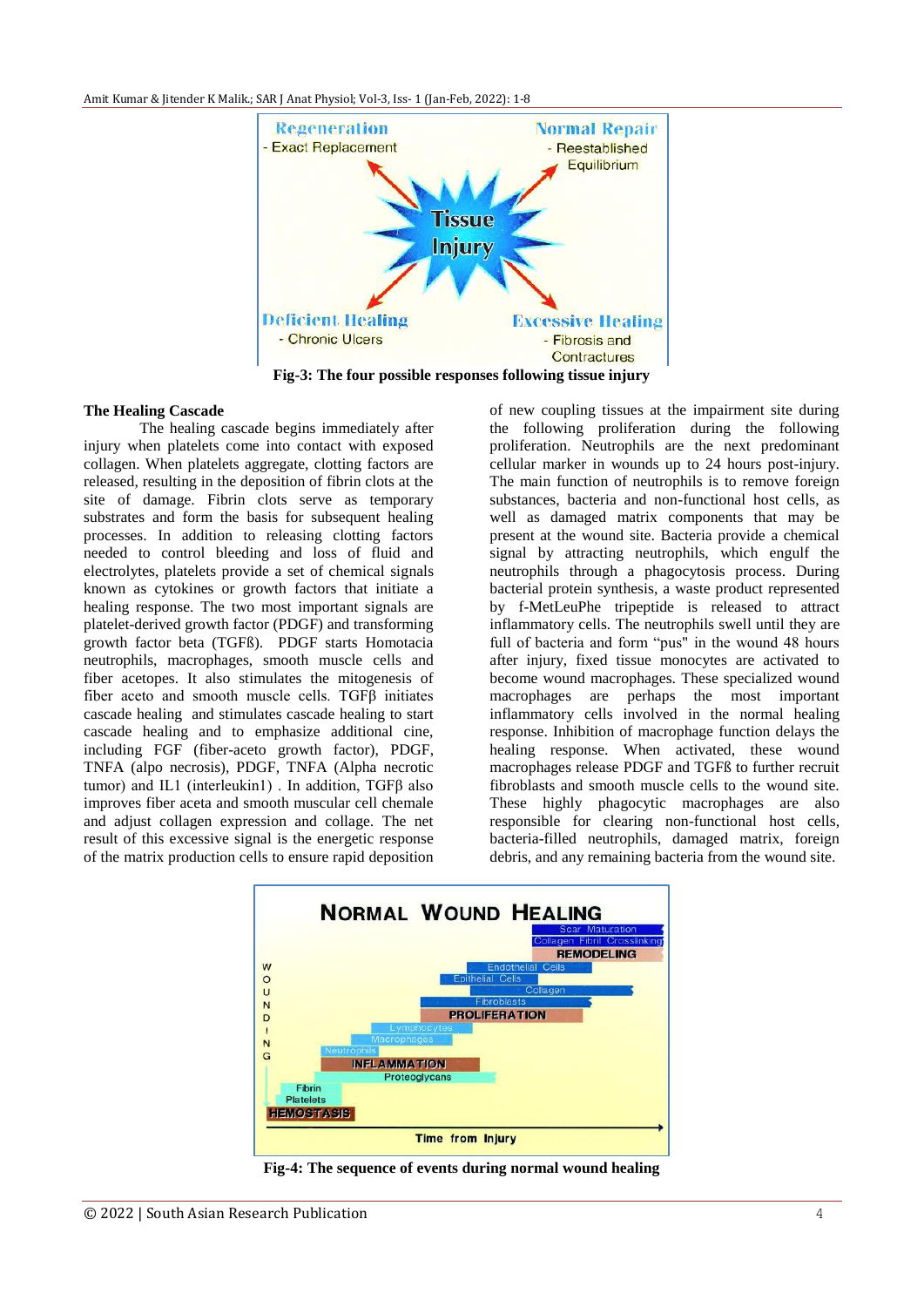Fig-3: The four possible responses following tissue injury

### The Healing Cascade

The healing cascade begins immediately after injury when platelets come into contact with exposed collagen. When platelets aggregate, clotting factors are released, resulting in the deposition of fibrin clots at the site of damage. Fibrin clots serve as temporary substrates and form the basis for subsequent healing processes. In addition to releasing clotting factors needed to control bleeding and loss of fluid and electrolytes, platelets provide a set of chemical signals known as cytokines or growth factors that initiate a healing response. The two most important signals are platelet-derived growth factor (PDGF) and transforming growth factor beta (TGFß). PDGF starts Homotacia neutrophils, macrophages, smooth muscle cells and fiber acetopes. It also stimulates the mitogenesis of fiber aceto and smooth muscle cells. TGFβ initiates cascade healing and stimulates cascade healing to start cascade healing and to emphasize additional cine, including FGF (fiber-aceto growth factor), PDGF, TNFA (alpo necrosis), PDGF, TNFA (Alpha necrotic tumor) and IL1 (interleukin1) . In addition, TGFβ also improves fiber aceta and smooth muscular cell chemale and adjust collagen expression and collage. The net result of this excessive signal is the energetic response of the matrix production cells to ensure rapid deposition of new coupling tissues at the impairment site during the following proliferation during the following proliferation. Neutrophils are the next predominant cellular marker in wounds up to 24 hours post-injury. The main function of neutrophils is to remove foreign substances, bacteria and non-functional host cells, as well as damaged matrix components that may be present at the wound site. Bacteria provide a chemical signal by attracting neutrophils, which engulf the neutrophils through a phagocytosis process. During bacterial protein synthesis, a waste product represented by f-MetLeuPhe tripeptide is released to attract inflammatory cells. The neutrophils swell until they are full of bacteria and form "pus" in the wound 48 hours after injury, fixed tissue monocytes are activated to become wound macrophages. These specialized wound macrophages are perhaps the most important inflammatory cells involved in the normal healing response. Inhibition of macrophage function delays the healing response. When activated, these wound macrophages release PDGF and TGFß to further recruit fibroblasts and smooth muscle cells to the wound site. These highly phagocytic macrophages are also responsible for clearing non-functional host cells, bacteria-filled neutrophils, damaged matrix, foreign debris, and any remaining bacteria from the wound site.

Fig-4: The sequence of events during normal wound healing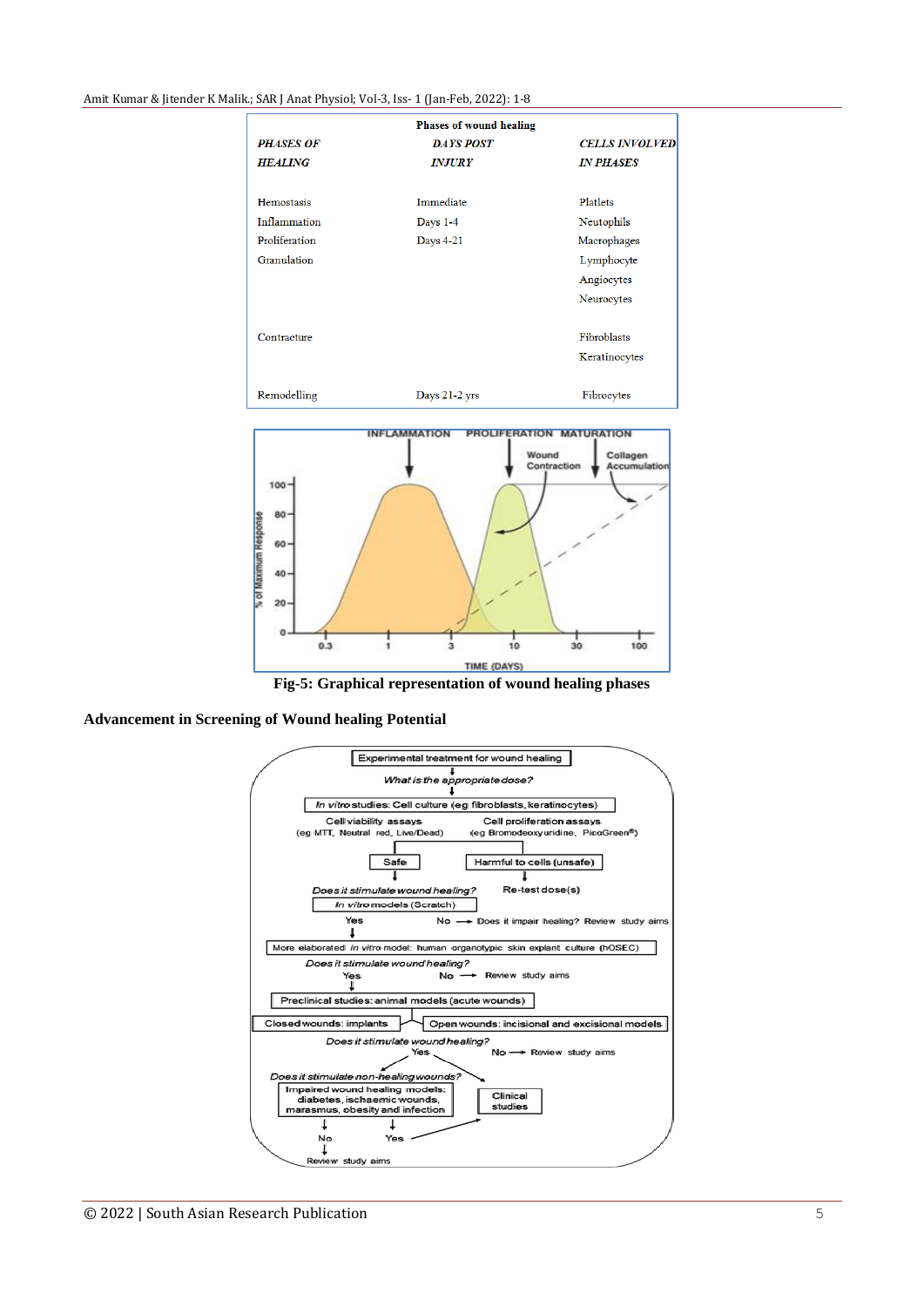**Phases of wound healing**

| *PHASES OF HEALING* | *DAYS POST INJURY* | *CELLS INVOLVED IN PHASES* |
|---|---|---|
| Hemostasis | Immediate | Platlets |
| Inflammation | Days 1-4 | Neutophils |
| Proliferation | Days 4-21 | Macrophages |
| Granulation | | Lymphocyte |
| | | Angiocytes |
| | | Neurocytes |
| Contracture | | Fibroblasts |
| | | Keratinocytes |
| Remodelling | Days 21-2 yrs | Fibrocytes |

**Fig-5: Graphical representation of wound healing phases**

## Advancement in Screening of Wound healing Potential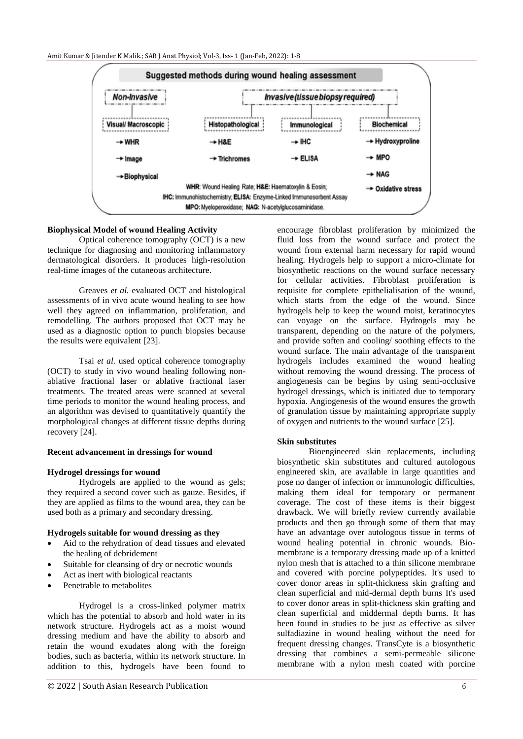**Suggested methods during wound healing assessment**

- **Non-Invasive**
  - Visual/ Macroscopic
    - → WHR
    - → Image
    - → Biophysical
- **Invasive (tissue biopsy required)**
  - Histopathological
    - → H&E
    - → Trichromes
  - Immunological
    - → IHC
    - → ELISA
  - Biochemical
    - → Hydroxyproline
    - → MPO
    - → NAG
    - → Oxidative stress

**WHR**: Wound Healing Rate; **H&E**: Haematoxylin & Eosin; **IHC**: Immunohistochemistry; **ELISA**: Enzyme-Linked Immunosorbent Assay; **MPO**: Myeloperoxidase; **NAG**: N-acetylglucosaminidase.

### Biophysical Model of wound Healing Activity

Optical coherence tomography (OCT) is a new technique for diagnosing and monitoring inflammatory dermatological disorders. It produces high-resolution real-time images of the cutaneous architecture.

Greaves *et al.* evaluated OCT and histological assessments of in vivo acute wound healing to see how well they agreed on inflammation, proliferation, and remodelling. The authors proposed that OCT may be used as a diagnostic option to punch biopsies because the results were equivalent [23].

Tsai *et al.* used optical coherence tomography (OCT) to study in vivo wound healing following non-ablative fractional laser or ablative fractional laser treatments. The treated areas were scanned at several time periods to monitor the wound healing process, and an algorithm was devised to quantitatively quantify the morphological changes at different tissue depths during recovery [24].

### Recent advancement in dressings for wound

### Hydrogel dressings for wound

Hydrogels are applied to the wound as gels; they required a second cover such as gauze. Besides, if they are applied as films to the wound area, they can be used both as a primary and secondary dressing.

#### Hydrogels suitable for wound dressing as they

- Aid to the rehydration of dead tissues and elevated the healing of debridement
- Suitable for cleansing of dry or necrotic wounds
- Act as inert with biological reactants
- Penetrable to metabolites

Hydrogel is a cross-linked polymer matrix which has the potential to absorb and hold water in its network structure. Hydrogels act as a moist wound dressing medium and have the ability to absorb and retain the wound exudates along with the foreign bodies, such as bacteria, within its network structure. In addition to this, hydrogels have been found to encourage fibroblast proliferation by minimized the fluid loss from the wound surface and protect the wound from external harm necessary for rapid wound healing. Hydrogels help to support a micro-climate for biosynthetic reactions on the wound surface necessary for cellular activities. Fibroblast proliferation is requisite for complete epithelialisation of the wound, which starts from the edge of the wound. Since hydrogels help to keep the wound moist, keratinocytes can voyage on the surface. Hydrogels may be transparent, depending on the nature of the polymers, and provide soften and cooling/ soothing effects to the wound surface. The main advantage of the transparent hydrogels includes examined the wound healing without removing the wound dressing. The process of angiogenesis can be begins by using semi-occlusive hydrogel dressings, which is initiated due to temporary hypoxia. Angiogenesis of the wound ensures the growth of granulation tissue by maintaining appropriate supply of oxygen and nutrients to the wound surface [25].

### Skin substitutes

Bioengineered skin replacements, including biosynthetic skin substitutes and cultured autologous engineered skin, are available in large quantities and pose no danger of infection or immunologic difficulties, making them ideal for temporary or permanent coverage. The cost of these items is their biggest drawback. We will briefly review currently available products and then go through some of them that may have an advantage over autologous tissue in terms of wound healing potential in chronic wounds. Bio-membrane is a temporary dressing made up of a knitted nylon mesh that is attached to a thin silicone membrane and covered with porcine polypeptides. It's used to cover donor areas in split-thickness skin grafting and clean superficial and mid-dermal depth burns It's used to cover donor areas in split-thickness skin grafting and clean superficial and middermal depth burns. It has been found in studies to be just as effective as silver sulfadiazine in wound healing without the need for frequent dressing changes. TransCyte is a biosynthetic dressing that combines a semi-permeable silicone membrane with a nylon mesh coated with porcine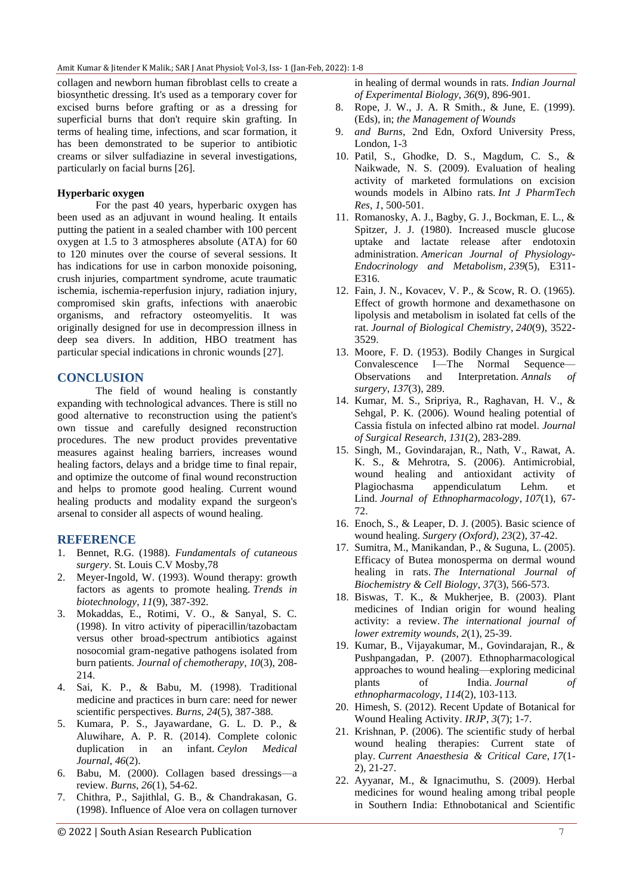collagen and newborn human fibroblast cells to create a biosynthetic dressing. It's used as a temporary cover for excised burns before grafting or as a dressing for superficial burns that don't require skin grafting. In terms of healing time, infections, and scar formation, it has been demonstrated to be superior to antibiotic creams or silver sulfadiazine in several investigations, particularly on facial burns [26].

**Hyperbaric oxygen**

For the past 40 years, hyperbaric oxygen has been used as an adjuvant in wound healing. It entails putting the patient in a sealed chamber with 100 percent oxygen at 1.5 to 3 atmospheres absolute (ATA) for 60 to 120 minutes over the course of several sessions. It has indications for use in carbon monoxide poisoning, crush injuries, compartment syndrome, acute traumatic ischemia, ischemia-reperfusion injury, radiation injury, compromised skin grafts, infections with anaerobic organisms, and refractory osteomyelitis. It was originally designed for use in decompression illness in deep sea divers. In addition, HBO treatment has particular special indications in chronic wounds [27].

## CONCLUSION

The field of wound healing is constantly expanding with technological advances. There is still no good alternative to reconstruction using the patient's own tissue and carefully designed reconstruction procedures. The new product provides preventative measures against healing barriers, increases wound healing factors, delays and a bridge time to final repair, and optimize the outcome of final wound reconstruction and helps to promote good healing. Current wound healing products and modality expand the surgeon's arsenal to consider all aspects of wound healing.

## REFERENCE

1. Bennet, R.G. (1988). *Fundamentals of cutaneous surgery*. St. Louis C.V Mosby,78
2. Meyer-Ingold, W. (1993). Wound therapy: growth factors as agents to promote healing. *Trends in biotechnology*, *11*(9), 387-392.
3. Mokaddas, E., Rotimi, V. O., & Sanyal, S. C. (1998). In vitro activity of piperacillin/tazobactam versus other broad-spectrum antibiotics against nosocomial gram-negative pathogens isolated from burn patients. *Journal of chemotherapy*, *10*(3), 208-214.
4. Sai, K. P., & Babu, M. (1998). Traditional medicine and practices in burn care: need for newer scientific perspectives. *Burns*, *24*(5), 387-388.
5. Kumara, P. S., Jayawardane, G. L. D. P., & Aluwihare, A. P. R. (2014). Complete colonic duplication in an infant. *Ceylon Medical Journal*, *46*(2).
6. Babu, M. (2000). Collagen based dressings—a review. *Burns*, *26*(1), 54-62.
7. Chithra, P., Sajithlal, G. B., & Chandrakasan, G. (1998). Influence of Aloe vera on collagen turnover in healing of dermal wounds in rats. *Indian Journal of Experimental Biology*, *36*(9), 896-901.
8. Rope, J. W., J. A. R Smith., & June, E. (1999). (Eds), in; *the Management of Wounds*
9. *and Burns*, 2nd Edn, Oxford University Press, London, 1-3
10. Patil, S., Ghodke, D. S., Magdum, C. S., & Naikwade, N. S. (2009). Evaluation of healing activity of marketed formulations on excision wounds models in Albino rats. *Int J PharmTech Res*, *1*, 500-501.
11. Romanosky, A. J., Bagby, G. J., Bockman, E. L., & Spitzer, J. J. (1980). Increased muscle glucose uptake and lactate release after endotoxin administration. *American Journal of Physiology-Endocrinology and Metabolism*, *239*(5), E311-E316.
12. Fain, J. N., Kovacev, V. P., & Scow, R. O. (1965). Effect of growth hormone and dexamethasone on lipolysis and metabolism in isolated fat cells of the rat. *Journal of Biological Chemistry*, *240*(9), 3522-3529.
13. Moore, F. D. (1953). Bodily Changes in Surgical Convalescence I—The Normal Sequence—Observations and Interpretation. *Annals of surgery*, *137*(3), 289.
14. Kumar, M. S., Sripriya, R., Raghavan, H. V., & Sehgal, P. K. (2006). Wound healing potential of Cassia fistula on infected albino rat model. *Journal of Surgical Research*, *131*(2), 283-289.
15. Singh, M., Govindarajan, R., Nath, V., Rawat, A. K. S., & Mehrotra, S. (2006). Antimicrobial, wound healing and antioxidant activity of Plagiochasma appendiculatum Lehm. et Lind. *Journal of Ethnopharmacology*, *107*(1), 67-72.
16. Enoch, S., & Leaper, D. J. (2005). Basic science of wound healing. *Surgery (Oxford)*, *23*(2), 37-42.
17. Sumitra, M., Manikandan, P., & Suguna, L. (2005). Efficacy of Butea monosperma on dermal wound healing in rats. *The International Journal of Biochemistry & Cell Biology*, *37*(3), 566-573.
18. Biswas, T. K., & Mukherjee, B. (2003). Plant medicines of Indian origin for wound healing activity: a review. *The international journal of lower extremity wounds*, *2*(1), 25-39.
19. Kumar, B., Vijayakumar, M., Govindarajan, R., & Pushpangadan, P. (2007). Ethnopharmacological approaches to wound healing—exploring medicinal plants of India. *Journal of ethnopharmacology*, *114*(2), 103-113.
20. Himesh, S. (2012). Recent Update of Botanical for Wound Healing Activity. *IRJP, 3*(7); 1-7.
21. Krishnan, P. (2006). The scientific study of herbal wound healing therapies: Current state of play. *Current Anaesthesia & Critical Care*, *17*(1-2), 21-27.
22. Ayyanar, M., & Ignacimuthu, S. (2009). Herbal medicines for wound healing among tribal people in Southern India: Ethnobotanical and Scientific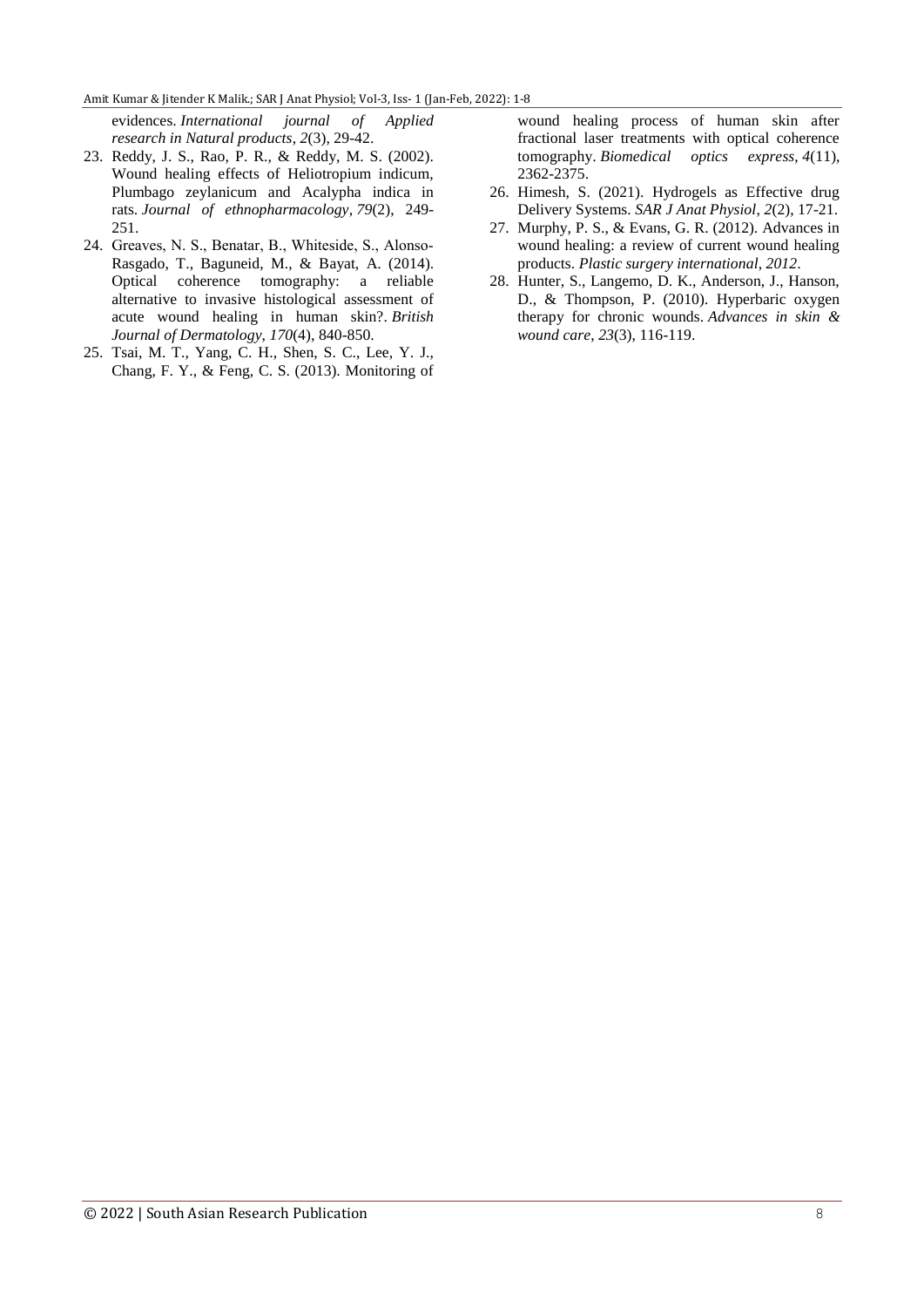evidences. *International journal of Applied research in Natural products*, *2*(3), 29-42.

23. Reddy, J. S., Rao, P. R., & Reddy, M. S. (2002). Wound healing effects of Heliotropium indicum, Plumbago zeylanicum and Acalypha indica in rats. *Journal of ethnopharmacology*, *79*(2), 249-251.
24. Greaves, N. S., Benatar, B., Whiteside, S., Alonso-Rasgado, T., Baguneid, M., & Bayat, A. (2014). Optical coherence tomography: a reliable alternative to invasive histological assessment of acute wound healing in human skin?. *British Journal of Dermatology*, *170*(4), 840-850.
25. Tsai, M. T., Yang, C. H., Shen, S. C., Lee, Y. J., Chang, F. Y., & Feng, C. S. (2013). Monitoring of wound healing process of human skin after fractional laser treatments with optical coherence tomography. *Biomedical optics express*, *4*(11), 2362-2375.
26. Himesh, S. (2021). Hydrogels as Effective drug Delivery Systems. *SAR J Anat Physiol*, *2*(2), 17-21.
27. Murphy, P. S., & Evans, G. R. (2012). Advances in wound healing: a review of current wound healing products. *Plastic surgery international*, *2012*.
28. Hunter, S., Langemo, D. K., Anderson, J., Hanson, D., & Thompson, P. (2010). Hyperbaric oxygen therapy for chronic wounds. *Advances in skin & wound care*, *23*(3), 116-119.